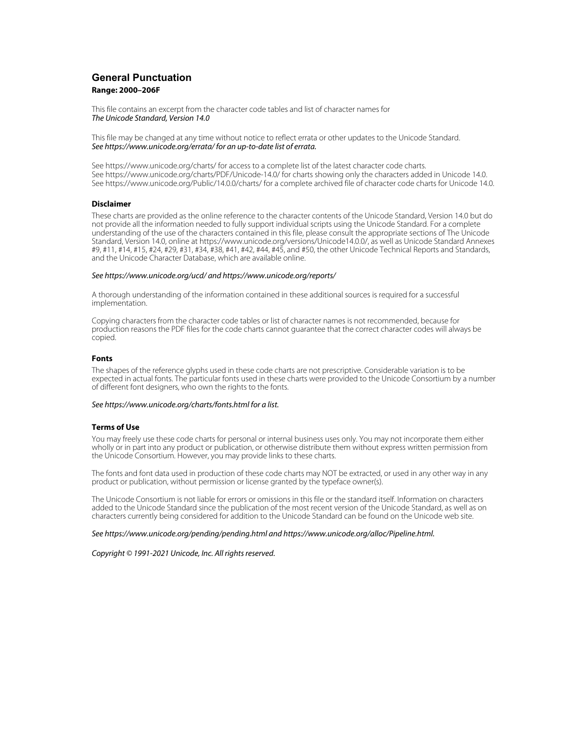# General Punctuation

**Range: 2000–206F**

This file contains an excerpt from the character code tables and list of character names for
*The Unicode Standard, Version 14.0*

This file may be changed at any time without notice to reflect errata or other updates to the Unicode Standard.
*See https://www.unicode.org/errata/ for an up-to-date list of errata.*

See https://www.unicode.org/charts/ for access to a complete list of the latest character code charts.
See https://www.unicode.org/charts/PDF/Unicode-14.0/ for charts showing only the characters added in Unicode 14.0.
See https://www.unicode.org/Public/14.0.0/charts/ for a complete archived file of character code charts for Unicode 14.0.

### Disclaimer

These charts are provided as the online reference to the character contents of the Unicode Standard, Version 14.0 but do not provide all the information needed to fully support individual scripts using the Unicode Standard. For a complete understanding of the use of the characters contained in this file, please consult the appropriate sections of The Unicode Standard, Version 14.0, online at https://www.unicode.org/versions/Unicode14.0.0/, as well as Unicode Standard Annexes #9, #11, #14, #15, #24, #29, #31, #34, #38, #41, #42, #44, #45, and #50, the other Unicode Technical Reports and Standards, and the Unicode Character Database, which are available online.

*See https://www.unicode.org/ucd/ and https://www.unicode.org/reports/*

A thorough understanding of the information contained in these additional sources is required for a successful implementation.

Copying characters from the character code tables or list of character names is not recommended, because for production reasons the PDF files for the code charts cannot guarantee that the correct character codes will always be copied.

### Fonts

The shapes of the reference glyphs used in these code charts are not prescriptive. Considerable variation is to be expected in actual fonts. The particular fonts used in these charts were provided to the Unicode Consortium by a number of different font designers, who own the rights to the fonts.

*See https://www.unicode.org/charts/fonts.html for a list.*

### Terms of Use

You may freely use these code charts for personal or internal business uses only. You may not incorporate them either wholly or in part into any product or publication, or otherwise distribute them without express written permission from the Unicode Consortium. However, you may provide links to these charts.

The fonts and font data used in production of these code charts may NOT be extracted, or used in any other way in any product or publication, without permission or license granted by the typeface owner(s).

The Unicode Consortium is not liable for errors or omissions in this file or the standard itself. Information on characters added to the Unicode Standard since the publication of the most recent version of the Unicode Standard, as well as on characters currently being considered for addition to the Unicode Standard can be found on the Unicode web site.

*See https://www.unicode.org/pending/pending.html and https://www.unicode.org/alloc/Pipeline.html.*

*Copyright © 1991-2021 Unicode, Inc. All rights reserved.*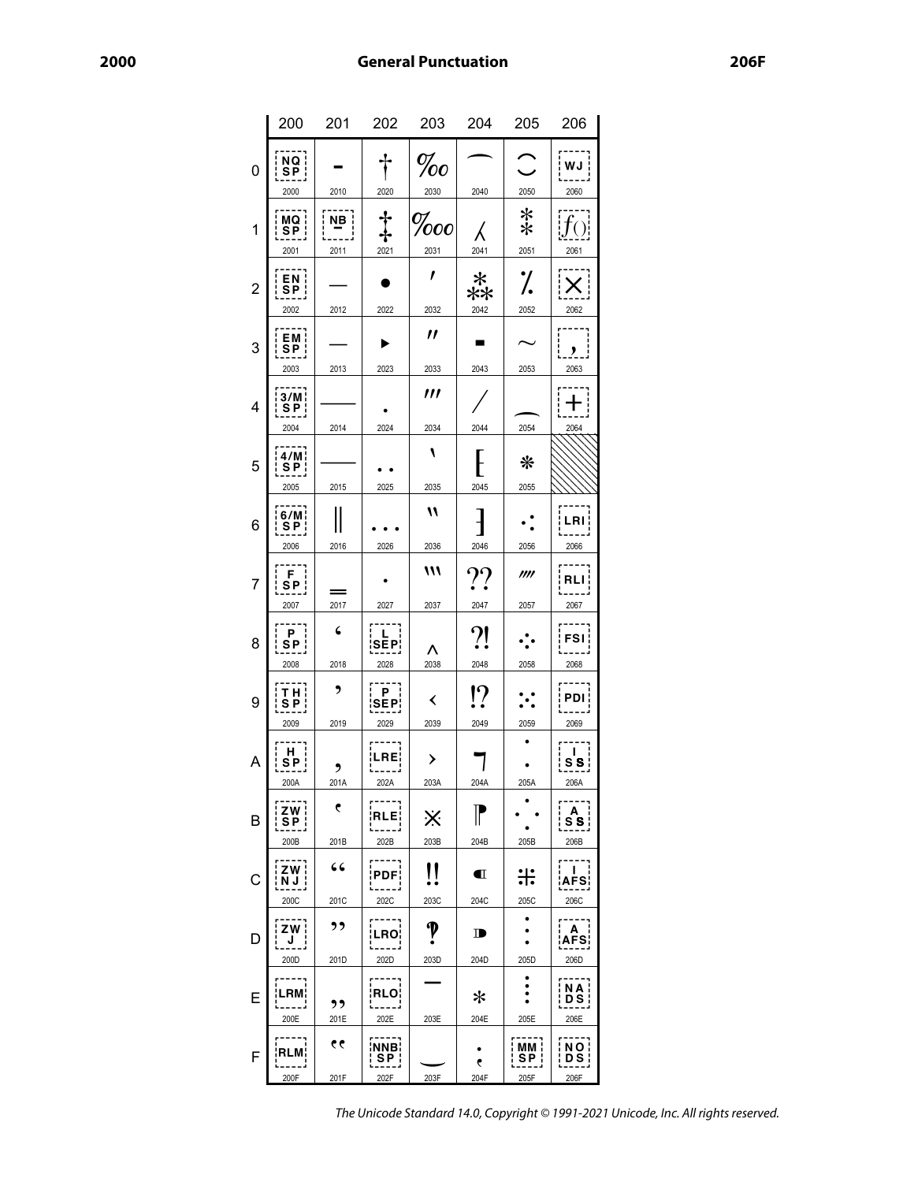# General Punctuation

2000–206F

| | 200 | 201 | 202 | 203 | 204 | 205 | 206 |
|---|---|---|---|---|---|---|---|
| 0 | NQSP 2000 | ‐ 2010 | † 2020 | ‰ 2030 | ⁀ 2040 | ⁐ 2050 | WJ 2060 |
| 1 | MQSP 2001 | NB‑ 2011 | ‡ 2021 | ‱ 2031 | ⁁ 2041 | ⁑ 2051 | f() 2061 |
| 2 | ENSP 2002 | ‒ 2012 | • 2022 | ′ 2032 | ⁂ 2042 | ⁒ 2052 | × 2062 |
| 3 | EMSP 2003 | – 2013 | ‣ 2023 | ″ 2033 | ⁃ 2043 | ⁓ 2053 | , 2063 |
| 4 | 3/MSP 2004 | — 2014 | ․ 2024 | ‴ 2034 | ⁄ 2044 | ⁔ 2054 | + 2064 |
| 5 | 4/MSP 2005 | ― 2015 | ‥ 2025 | ‵ 2035 | ⁅ 2045 | ⁕ 2055 | |
| 6 | 6/MSP 2006 | ‖ 2016 | … 2026 | ‶ 2036 | ⁆ 2046 | ⁖ 2056 | LRI 2066 |
| 7 | FSP 2007 | ‗ 2017 | ‧ 2027 | ‷ 2037 | ⁇ 2047 | ⁗ 2057 | RLI 2067 |
| 8 | PSP 2008 | ‘ 2018 | LSEP 2028 | ‸ 2038 | ⁈ 2048 | ⁘ 2058 | FSI 2068 |
| 9 | THSP 2009 | ’ 2019 | PSEP 2029 | ‹ 2039 | ⁉ 2049 | ⁙ 2059 | PDI 2069 |
| A | HSP 200A | ‚ 201A | LRE 202A | › 203A | ⁊ 204A | ⁚ 205A | ISS 206A |
| B | ZWSP 200B | ‛ 201B | RLE 202B | ※ 203B | ⁋ 204B | ⁛ 205B | ASS 206B |
| C | ZWNJ 200C | “ 201C | PDF 202C | ‼ 203C | ⁌ 204C | ⁜ 205C | IAFS 206C |
| D | ZWJ 200D | ” 201D | LRO 202D | ‽ 203D | ⁍ 204D | ⁝ 205D | AAFS 206D |
| E | LRM 200E | „ 201E | RLO 202E | ‾ 203E | ⁎ 204E | ⁞ 205E | NADS 206E |
| F | RLM 200F | ‟ 201F | NNBSP 202F | ‿ 203F | ⁏ 204F | MMSP 205F | NODS 206F |

*The Unicode Standard 14.0, Copyright © 1991-2021 Unicode, Inc. All rights reserved.*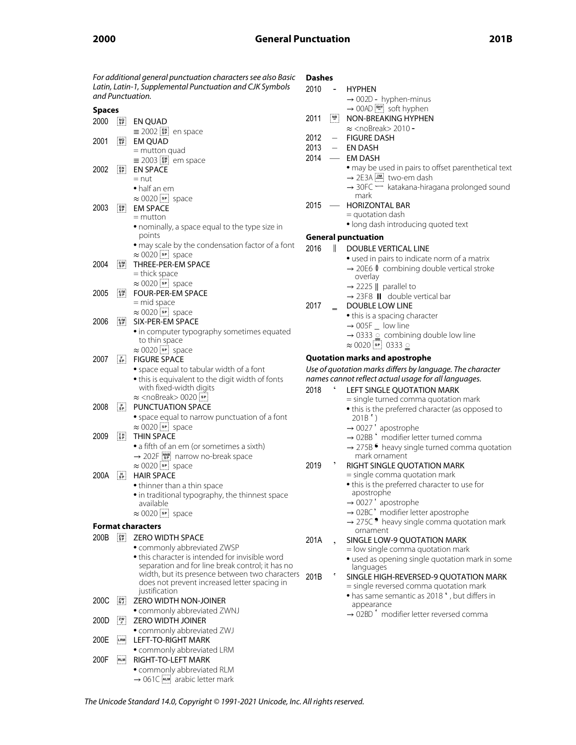*For additional general punctuation characters see also Basic Latin, Latin-1, Supplemental Punctuation and CJK Symbols and Punctuation.*

**Spaces**

2000 EN QUAD
- ≡ 2002 en space

2001 EM QUAD
- = mutton quad
- ≡ 2003 em space

2002 EN SPACE
- = nut
- • half an em
- ≈ 0020 space

2003 EM SPACE
- = mutton
- • nominally, a space equal to the type size in points
- • may scale by the condensation factor of a font
- ≈ 0020 space

2004 THREE-PER-EM SPACE
- = thick space
- ≈ 0020 space

2005 FOUR-PER-EM SPACE
- = mid space
- ≈ 0020 space

2006 SIX-PER-EM SPACE
- • in computer typography sometimes equated to thin space
- ≈ 0020 space

2007 FIGURE SPACE
- • space equal to tabular width of a font
- • this is equivalent to the digit width of fonts with fixed-width digits
- ≈ <noBreak> 0020

2008 PUNCTUATION SPACE
- • space equal to narrow punctuation of a font
- ≈ 0020 space

2009 THIN SPACE
- • a fifth of an em (or sometimes a sixth)
- → 202F narrow no-break space
- ≈ 0020 space

200A HAIR SPACE
- • thinner than a thin space
- • in traditional typography, the thinnest space available
- ≈ 0020 space

**Format characters**

200B ZERO WIDTH SPACE
- • commonly abbreviated ZWSP
- • this character is intended for invisible word separation and for line break control; it has no width, but its presence between two characters does not prevent increased letter spacing in justification

200C ZERO WIDTH NON-JOINER
- • commonly abbreviated ZWNJ

200D ZERO WIDTH JOINER
- • commonly abbreviated ZWJ

200E LEFT-TO-RIGHT MARK
- • commonly abbreviated LRM

200F RIGHT-TO-LEFT MARK
- • commonly abbreviated RLM
- → 061C arabic letter mark

**Dashes**

2010 ‐ HYPHEN
- → 002D - hyphen-minus
- → 00AD soft hyphen

2011 NON-BREAKING HYPHEN
- ≈ <noBreak> 2010 ‐

2012 ‒ FIGURE DASH

2013 – EN DASH

2014 — EM DASH
- • may be used in pairs to offset parenthetical text
- → 2E3A two-em dash
- → 30FC ー katakana-hiragana prolonged sound mark

2015 ― HORIZONTAL BAR
- = quotation dash
- • long dash introducing quoted text

**General punctuation**

2016 ‖ DOUBLE VERTICAL LINE
- • used in pairs to indicate norm of a matrix
- → 20E6 ⃦ combining double vertical stroke overlay
- → 2225 ∥ parallel to
- → 23F8 ⏸ double vertical bar

2017 ‗ DOUBLE LOW LINE
- • this is a spacing character
- → 005F _ low line
- → 0333 ◌̳ combining double low line
- ≈ 0020 0333 ◌̳

**Quotation marks and apostrophe**

*Use of quotation marks differs by language. The character names cannot reflect actual usage for all languages.*

2018 ‘ LEFT SINGLE QUOTATION MARK
- = single turned comma quotation mark
- • this is the preferred character (as opposed to 201B ‛)
- → 0027 ' apostrophe
- → 02BB ʻ modifier letter turned comma
- → 275B ❛ heavy single turned comma quotation mark ornament

2019 ’ RIGHT SINGLE QUOTATION MARK
- = single comma quotation mark
- • this is the preferred character to use for apostrophe
- → 0027 ' apostrophe
- → 02BC ʼ modifier letter apostrophe
- → 275C ❜ heavy single comma quotation mark ornament

201A ‚ SINGLE LOW-9 QUOTATION MARK
- = low single comma quotation mark
- • used as opening single quotation mark in some languages

201B ‛ SINGLE HIGH-REVERSED-9 QUOTATION MARK
- = single reversed comma quotation mark
- • has same semantic as 2018 ‘, but differs in appearance
- → 02BD ʽ modifier letter reversed comma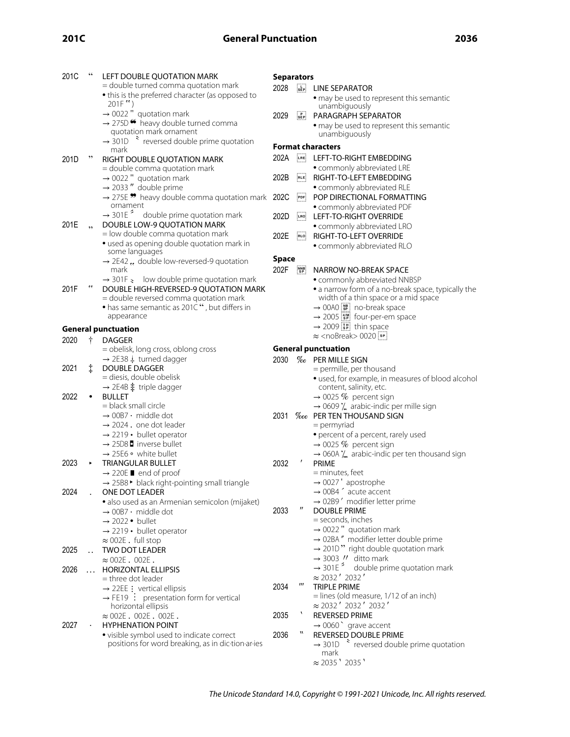201C “ LEFT DOUBLE QUOTATION MARK
- = double turned comma quotation mark
- • this is the preferred character (as opposed to 201F ‟)
- → 0022 " quotation mark
- → 275D ❝ heavy double turned comma quotation mark ornament
- → 301D 〝 reversed double prime quotation mark

201D ” RIGHT DOUBLE QUOTATION MARK
- = double comma quotation mark
- → 0022 " quotation mark
- → 2033 ″ double prime
- → 275E ❞ heavy double comma quotation mark ornament
- → 301E 〞 double prime quotation mark

201E „ DOUBLE LOW-9 QUOTATION MARK
- = low double comma quotation mark
- • used as opening double quotation mark in some languages
- → 2E42 ⹂ double low-reversed-9 quotation mark
- → 301F 〟 low double prime quotation mark

201F ‟ DOUBLE HIGH-REVERSED-9 QUOTATION MARK
- = double reversed comma quotation mark
- • has same semantic as 201C “, but differs in appearance

**General punctuation**

2020 † DAGGER
- = obelisk, long cross, oblong cross
- → 2E38 ⸸ turned dagger

2021 ‡ DOUBLE DAGGER
- = diesis, double obelisk
- → 2E4B ⹋ triple dagger

2022 • BULLET
- = black small circle
- → 00B7 · middle dot
- → 2024 ․ one dot leader
- → 2219 ∙ bullet operator
- → 25D8 ◘ inverse bullet
- → 25E6 ◦ white bullet

2023 ‣ TRIANGULAR BULLET
- → 220E ∎ end of proof
- → 25B8 ▸ black right-pointing small triangle

2024 ․ ONE DOT LEADER
- • also used as an Armenian semicolon (mijaket)
- → 00B7 · middle dot
- → 2022 • bullet
- → 2219 ∙ bullet operator
- ≈ 002E . full stop

2025 ‥ TWO DOT LEADER
- ≈ 002E . 002E .

2026 … HORIZONTAL ELLIPSIS
- = three dot leader
- → 22EE ⋮ vertical ellipsis
- → FE19 ︙ presentation form for vertical horizontal ellipsis
- ≈ 002E . 002E . 002E .

2027 ‧ HYPHENATION POINT
- • visible symbol used to indicate correct positions for word breaking, as in dic‧tion‧ar‧ies

**Separators**

2028 LINE SEPARATOR
- • may be used to represent this semantic unambiguously

2029 PARAGRAPH SEPARATOR
- • may be used to represent this semantic unambiguously

**Format characters**

202A LEFT-TO-RIGHT EMBEDDING
- • commonly abbreviated LRE

202B RIGHT-TO-LEFT EMBEDDING
- • commonly abbreviated RLE

202C POP DIRECTIONAL FORMATTING
- • commonly abbreviated PDF

202D LEFT-TO-RIGHT OVERRIDE
- • commonly abbreviated LRO

202E RIGHT-TO-LEFT OVERRIDE
- • commonly abbreviated RLO

**Space**

202F NARROW NO-BREAK SPACE
- • commonly abbreviated NNBSP
- • a narrow form of a no-break space, typically the width of a thin space or a mid space
- → 00A0 no-break space
- → 2005 four-per-em space
- → 2009 thin space
- ≈ <noBreak> 0020

**General punctuation**

2030 ‰ PER MILLE SIGN
- = permille, per thousand
- • used, for example, in measures of blood alcohol content, salinity, etc.
- → 0025 % percent sign
- → 0609 ؉ arabic-indic per mille sign

2031 ‱ PER TEN THOUSAND SIGN
- = permyriad
- • percent of a percent, rarely used
- → 0025 % percent sign
- → 060A ؊ arabic-indic per ten thousand sign

2032 ′ PRIME
- = minutes, feet
- → 0027 ' apostrophe
- → 00B4 ´ acute accent
- → 02B9 ʹ modifier letter prime

2033 ″ DOUBLE PRIME
- = seconds, inches
- → 0022 " quotation mark
- → 02BA ʺ modifier letter double prime
- → 201D ” right double quotation mark
- → 3003 〃 ditto mark
- → 301E 〞 double prime quotation mark
- ≈ 2032 ′ 2032 ′

2034 ‴ TRIPLE PRIME
- = lines (old measure, 1/12 of an inch)
- ≈ 2032 ′ 2032 ′ 2032 ′

2035 ‵ REVERSED PRIME
- → 0060 ` grave accent

2036 ‶ REVERSED DOUBLE PRIME
- → 301D 〝 reversed double prime quotation mark
- ≈ 2035 ‵ 2035 ‵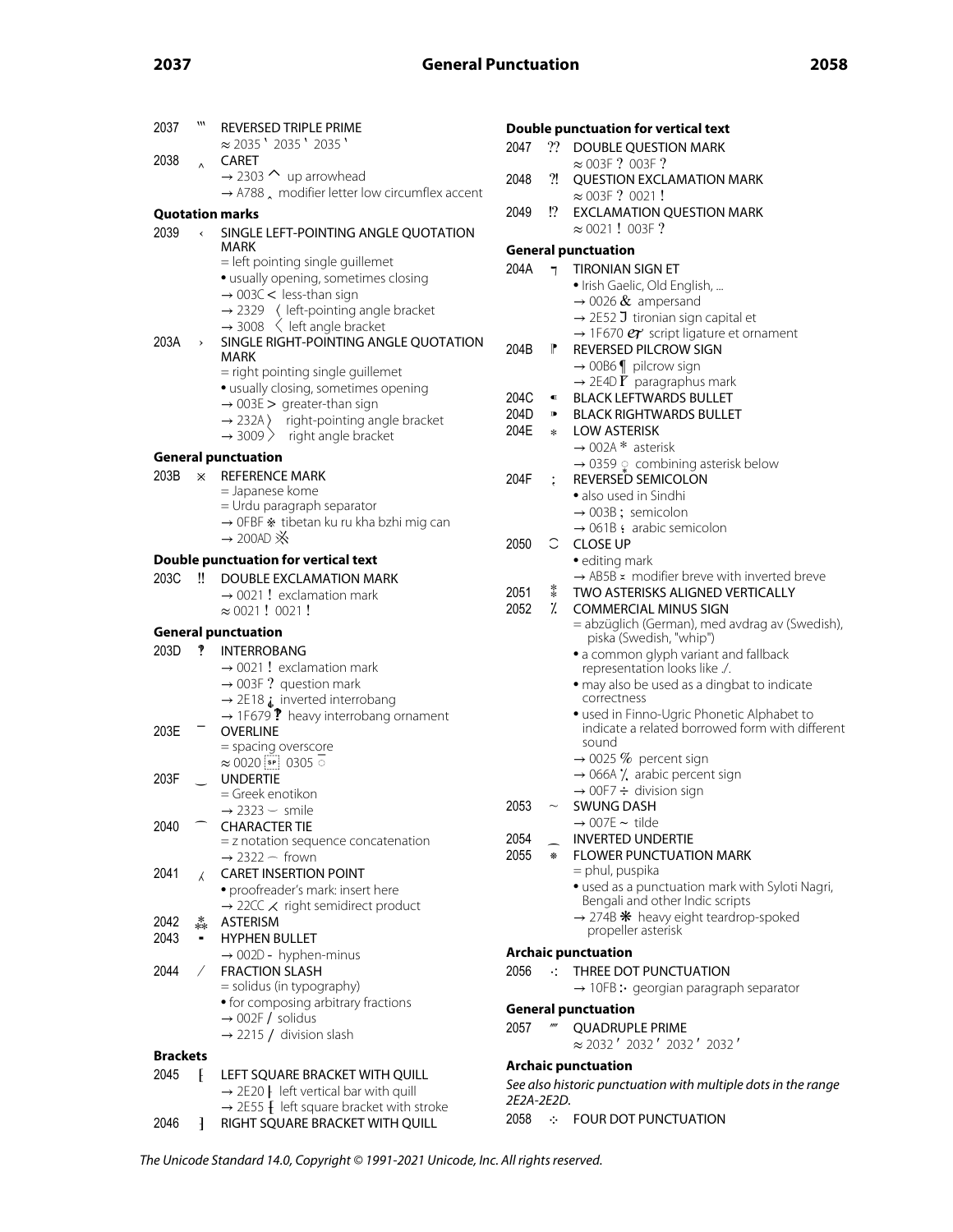2037 ‷ REVERSED TRIPLE PRIME
≈ 2035 ‵ 2035 ‵ 2035 ‵

2038 ‸ CARET
→ 2303 ⌃ up arrowhead
→ A788 ꞈ modifier letter low circumflex accent

**Quotation marks**

2039 ‹ SINGLE LEFT-POINTING ANGLE QUOTATION MARK
= left pointing single guillemet
• usually opening, sometimes closing
→ 003C < less-than sign
→ 2329 〈 left-pointing angle bracket
→ 3008 〈 left angle bracket

203A › SINGLE RIGHT-POINTING ANGLE QUOTATION MARK
= right pointing single guillemet
• usually closing, sometimes opening
→ 003E > greater-than sign
→ 232A 〉 right-pointing angle bracket
→ 3009 〉 right angle bracket

**General punctuation**

203B ※ REFERENCE MARK
= Japanese kome
= Urdu paragraph separator
→ 0FBF ྿ tibetan ku ru kha bzhi mig can
→ 200AD 𠂭

**Double punctuation for vertical text**

203C ‼ DOUBLE EXCLAMATION MARK
→ 0021 ! exclamation mark
≈ 0021 ! 0021 !

**General punctuation**

203D ‽ INTERROBANG
→ 0021 ! exclamation mark
→ 003F ? question mark
→ 2E18 ⸘ inverted interrobang
→ 1F679 🙹 heavy interrobang ornament

203E ‾ OVERLINE
= spacing overscore
≈ 0020 SP 0305 ◌̅

203F ‿ UNDERTIE
= Greek enotikon
→ 2323 ⌣ smile

2040 ⁀ CHARACTER TIE
= z notation sequence concatenation
→ 2322 ⌢ frown

2041 ⁁ CARET INSERTION POINT
• proofreader's mark: insert here
→ 22CC ⋌ right semidirect product

2042 ⁂ ASTERISM

2043 ⁃ HYPHEN BULLET
→ 002D - hyphen-minus

2044 ⁄ FRACTION SLASH
= solidus (in typography)
• for composing arbitrary fractions
→ 002F / solidus
→ 2215 ∕ division slash

**Brackets**

2045 ⁅ LEFT SQUARE BRACKET WITH QUILL
→ 2E20 ⸠ left vertical bar with quill
→ 2E55 ⹕ left square bracket with stroke

2046 ⁆ RIGHT SQUARE BRACKET WITH QUILL

**Double punctuation for vertical text**

2047 ⁇ DOUBLE QUESTION MARK
≈ 003F ? 003F ?

2048 ⁈ QUESTION EXCLAMATION MARK
≈ 003F ? 0021 !

2049 ⁉ EXCLAMATION QUESTION MARK
≈ 0021 ! 003F ?

**General punctuation**

204A ⁊ TIRONIAN SIGN ET
• Irish Gaelic, Old English, ...
→ 0026 & ampersand
→ 2E52 ⹒ tironian sign capital et
→ 1F670 🙰 script ligature et ornament

204B ⁋ REVERSED PILCROW SIGN
→ 00B6 ¶ pilcrow sign
→ 2E4D ⹍ paragraphus mark

204C ⁌ BLACK LEFTWARDS BULLET

204D ⁍ BLACK RIGHTWARDS BULLET

204E ⁎ LOW ASTERISK
→ 002A * asterisk
→ 0359 ◌͙ combining asterisk below

204F ⁏ REVERSED SEMICOLON
• also used in Sindhi
→ 003B ; semicolon
→ 061B ؛ arabic semicolon

2050 ⁐ CLOSE UP
• editing mark
→ AB5B ꭛ modifier breve with inverted breve

2051 ⁑ TWO ASTERISKS ALIGNED VERTICALLY

2052 ⁒ COMMERCIAL MINUS SIGN
= abzüglich (German), med avdrag av (Swedish), piska (Swedish, "whip")
• a common glyph variant and fallback representation looks like ./.
• may also be used as a dingbat to indicate correctness
• used in Finno-Ugric Phonetic Alphabet to indicate a related borrowed form with different sound
→ 0025 % percent sign
→ 066A ٪ arabic percent sign
→ 00F7 ÷ division sign

2053 ⁓ SWUNG DASH
→ 007E ~ tilde

2054 ⁔ INVERTED UNDERTIE

2055 ⁕ FLOWER PUNCTUATION MARK
= phul, puspika
• used as a punctuation mark with Syloti Nagri, Bengali and other Indic scripts
→ 274B ❋ heavy eight teardrop-spoked propeller asterisk

**Archaic punctuation**

2056 ⁖ THREE DOT PUNCTUATION
→ 10FB ჻ georgian paragraph separator

**General punctuation**

2057 ⁗ QUADRUPLE PRIME
≈ 2032 ′ 2032 ′ 2032 ′ 2032 ′

**Archaic punctuation**

*See also historic punctuation with multiple dots in the range 2E2A-2E2D.*

2058 ⁘ FOUR DOT PUNCTUATION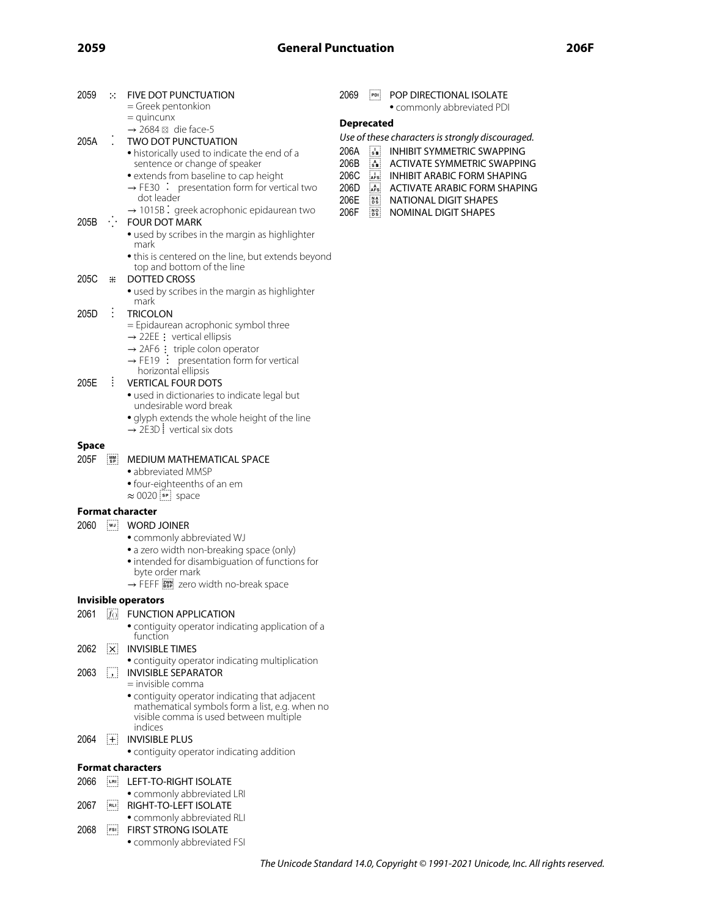2059 ⁙ FIVE DOT PUNCTUATION
= Greek pentonkion
= quincunx
→ 2684 ⚄ die face-5

205A ⁚ TWO DOT PUNCTUATION
• historically used to indicate the end of a sentence or change of speaker
• extends from baseline to cap height
→ FE30 ︰ presentation form for vertical two dot leader
→ 1015B 𐅛 greek acrophonic epidaurean two

205B ⁛ FOUR DOT MARK
• used by scribes in the margin as highlighter mark
• this is centered on the line, but extends beyond top and bottom of the line

205C ⁜ DOTTED CROSS
• used by scribes in the margin as highlighter mark

205D ⁝ TRICOLON
= Epidaurean acrophonic symbol three
→ 22EE ⋮ vertical ellipsis
→ 2AF6 ⫶ triple colon operator
→ FE19 ︙ presentation form for vertical horizontal ellipsis

205E ⁞ VERTICAL FOUR DOTS
• used in dictionaries to indicate legal but undesirable word break
• glyph extends the whole height of the line
→ 2E3D ⸽ vertical six dots

**Space**

205F MMSP MEDIUM MATHEMATICAL SPACE
• abbreviated MMSP
• four-eighteenths of an em
≈ 0020 SP space

**Format character**

2060 WJ WORD JOINER
• commonly abbreviated WJ
• a zero width non-breaking space (only)
• intended for disambiguation of functions for byte order mark
→ FEFF ZWNBSP zero width no-break space

**Invisible operators**

2061 f() FUNCTION APPLICATION
• contiguity operator indicating application of a function

2062 × INVISIBLE TIMES
• contiguity operator indicating multiplication

2063 , INVISIBLE SEPARATOR
= invisible comma
• contiguity operator indicating that adjacent mathematical symbols form a list, e.g. when no visible comma is used between multiple indices

2064 + INVISIBLE PLUS
• contiguity operator indicating addition

**Format characters**

2066 LRI LEFT-TO-RIGHT ISOLATE
• commonly abbreviated LRI

2067 RLI RIGHT-TO-LEFT ISOLATE
• commonly abbreviated RLI

2068 FSI FIRST STRONG ISOLATE
• commonly abbreviated FSI

2069 PDI POP DIRECTIONAL ISOLATE
• commonly abbreviated PDI

**Deprecated**

*Use of these characters is strongly discouraged.*

206A ISS INHIBIT SYMMETRIC SWAPPING
206B ASS ACTIVATE SYMMETRIC SWAPPING
206C IAFS INHIBIT ARABIC FORM SHAPING
206D AAFS ACTIVATE ARABIC FORM SHAPING
206E NADS NATIONAL DIGIT SHAPES
206F NODS NOMINAL DIGIT SHAPES

*The Unicode Standard 14.0, Copyright © 1991-2021 Unicode, Inc. All rights reserved.*